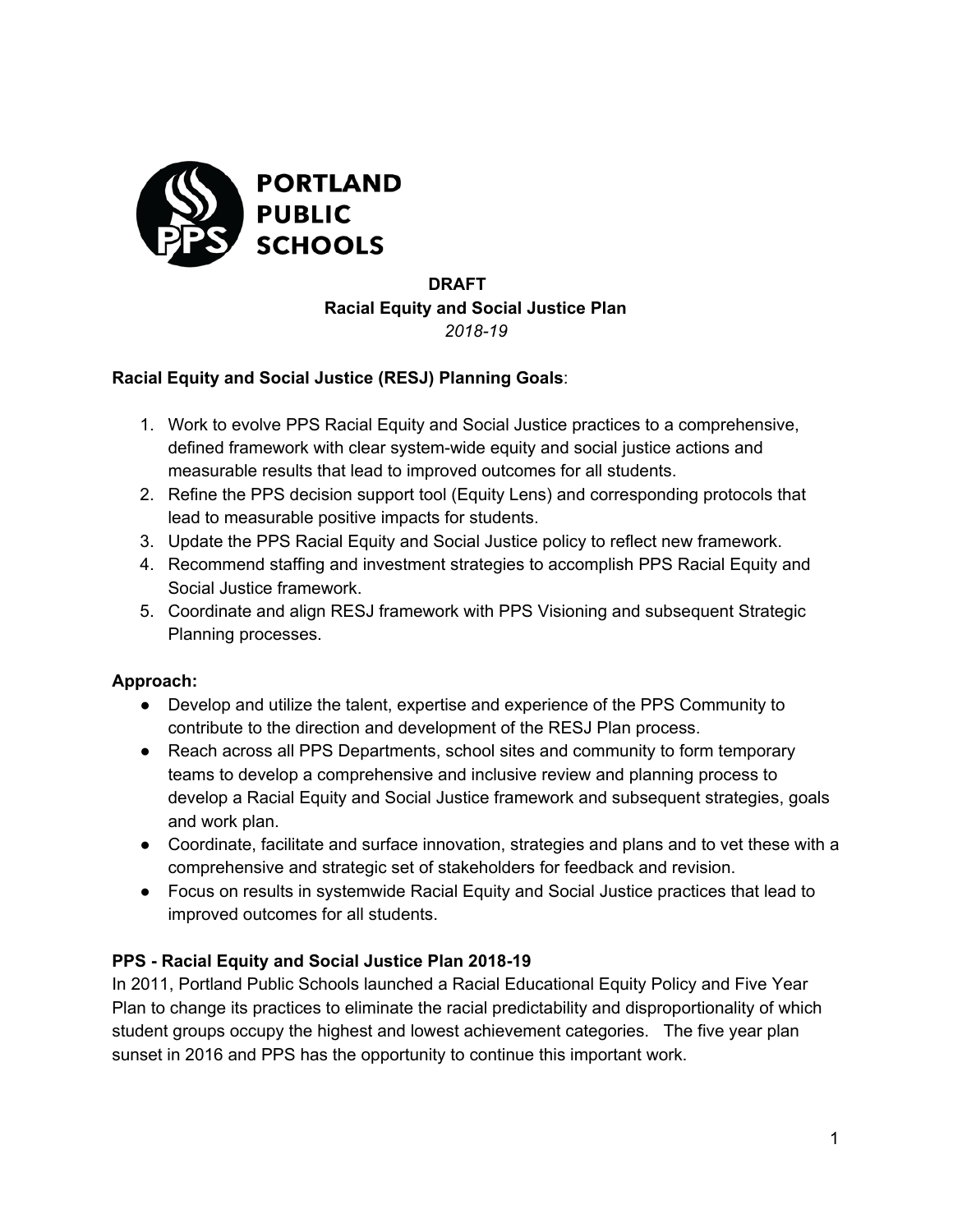**PORTLAND PUBLIC SCHOOLS**

**DRAFT**
**Racial Equity and Social Justice Plan**
*2018-19*

**Racial Equity and Social Justice (RESJ) Planning Goals**:

1. Work to evolve PPS Racial Equity and Social Justice practices to a comprehensive, defined framework with clear system-wide equity and social justice actions and measurable results that lead to improved outcomes for all students.
2. Refine the PPS decision support tool (Equity Lens) and corresponding protocols that lead to measurable positive impacts for students.
3. Update the PPS Racial Equity and Social Justice policy to reflect new framework.
4. Recommend staffing and investment strategies to accomplish PPS Racial Equity and Social Justice framework.
5. Coordinate and align RESJ framework with PPS Visioning and subsequent Strategic Planning processes.

**Approach:**

- Develop and utilize the talent, expertise and experience of the PPS Community to contribute to the direction and development of the RESJ Plan process.
- Reach across all PPS Departments, school sites and community to form temporary teams to develop a comprehensive and inclusive review and planning process to develop a Racial Equity and Social Justice framework and subsequent strategies, goals and work plan.
- Coordinate, facilitate and surface innovation, strategies and plans and to vet these with a comprehensive and strategic set of stakeholders for feedback and revision.
- Focus on results in systemwide Racial Equity and Social Justice practices that lead to improved outcomes for all students.

**PPS - Racial Equity and Social Justice Plan 2018-19**

In 2011, Portland Public Schools launched a Racial Educational Equity Policy and Five Year Plan to change its practices to eliminate the racial predictability and disproportionality of which student groups occupy the highest and lowest achievement categories. The five year plan sunset in 2016 and PPS has the opportunity to continue this important work.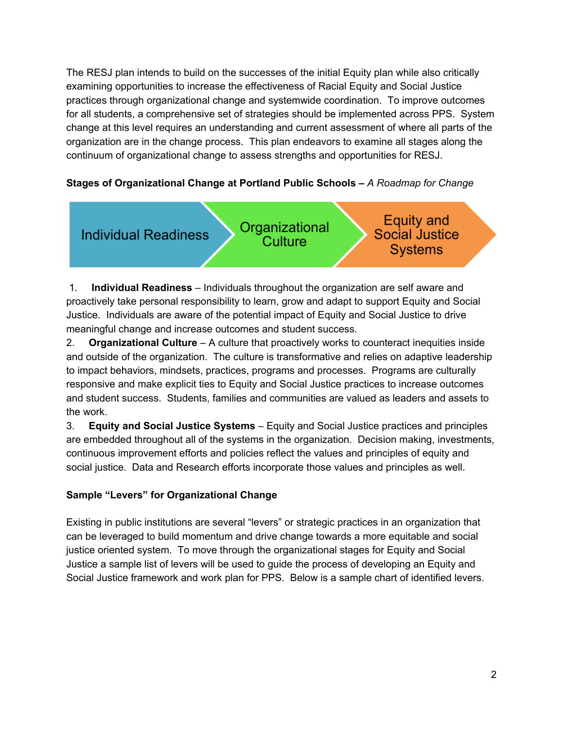The RESJ plan intends to build on the successes of the initial Equity plan while also critically examining opportunities to increase the effectiveness of Racial Equity and Social Justice practices through organizational change and systemwide coordination. To improve outcomes for all students, a comprehensive set of strategies should be implemented across PPS. System change at this level requires an understanding and current assessment of where all parts of the organization are in the change process. This plan endeavors to examine all stages along the continuum of organizational change to assess strengths and opportunities for RESJ.

**Stages of Organizational Change at Portland Public Schools –** *A Roadmap for Change*

Individual Readiness → Organizational Culture → Equity and Social Justice Systems

1. **Individual Readiness** – Individuals throughout the organization are self aware and proactively take personal responsibility to learn, grow and adapt to support Equity and Social Justice. Individuals are aware of the potential impact of Equity and Social Justice to drive meaningful change and increase outcomes and student success.
2. **Organizational Culture** – A culture that proactively works to counteract inequities inside and outside of the organization. The culture is transformative and relies on adaptive leadership to impact behaviors, mindsets, practices, programs and processes. Programs are culturally responsive and make explicit ties to Equity and Social Justice practices to increase outcomes and student success. Students, families and communities are valued as leaders and assets to the work.
3. **Equity and Social Justice Systems** – Equity and Social Justice practices and principles are embedded throughout all of the systems in the organization. Decision making, investments, continuous improvement efforts and policies reflect the values and principles of equity and social justice. Data and Research efforts incorporate those values and principles as well.

**Sample "Levers" for Organizational Change**

Existing in public institutions are several "levers" or strategic practices in an organization that can be leveraged to build momentum and drive change towards a more equitable and social justice oriented system. To move through the organizational stages for Equity and Social Justice a sample list of levers will be used to guide the process of developing an Equity and Social Justice framework and work plan for PPS. Below is a sample chart of identified levers.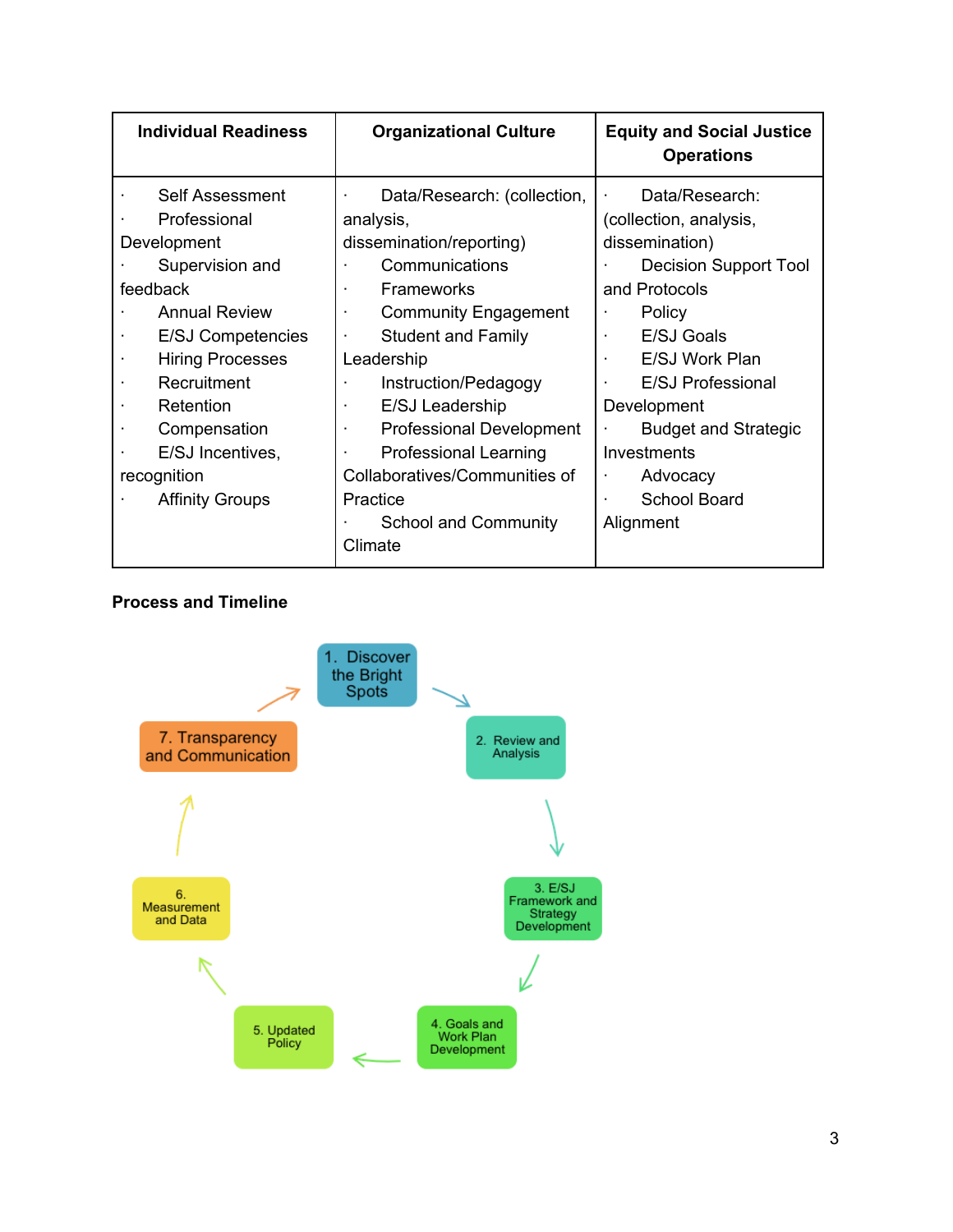| Individual Readiness | Organizational Culture | Equity and Social Justice Operations |
|---|---|---|
| · Self Assessment<br>· Professional Development<br>· Supervision and feedback<br>· Annual Review<br>· E/SJ Competencies<br>· Hiring Processes<br>· Recruitment<br>· Retention<br>· Compensation<br>· E/SJ Incentives, recognition<br>· Affinity Groups | · Data/Research: (collection, analysis, dissemination/reporting)<br>· Communications<br>· Frameworks<br>· Community Engagement<br>· Student and Family Leadership<br>· Instruction/Pedagogy<br>· E/SJ Leadership<br>· Professional Development<br>· Professional Learning Collaboratives/Communities of Practice<br>· School and Community Climate | · Data/Research: (collection, analysis, dissemination)<br>· Decision Support Tool and Protocols<br>· Policy<br>· E/SJ Goals<br>· E/SJ Work Plan<br>· E/SJ Professional Development<br>· Budget and Strategic Investments<br>· Advocacy<br>· School Board Alignment |

**Process and Timeline**

1. Discover the Bright Spots
2. Review and Analysis
3. E/SJ Framework and Strategy Development
4. Goals and Work Plan Development
5. Updated Policy
6. Measurement and Data
7. Transparency and Communication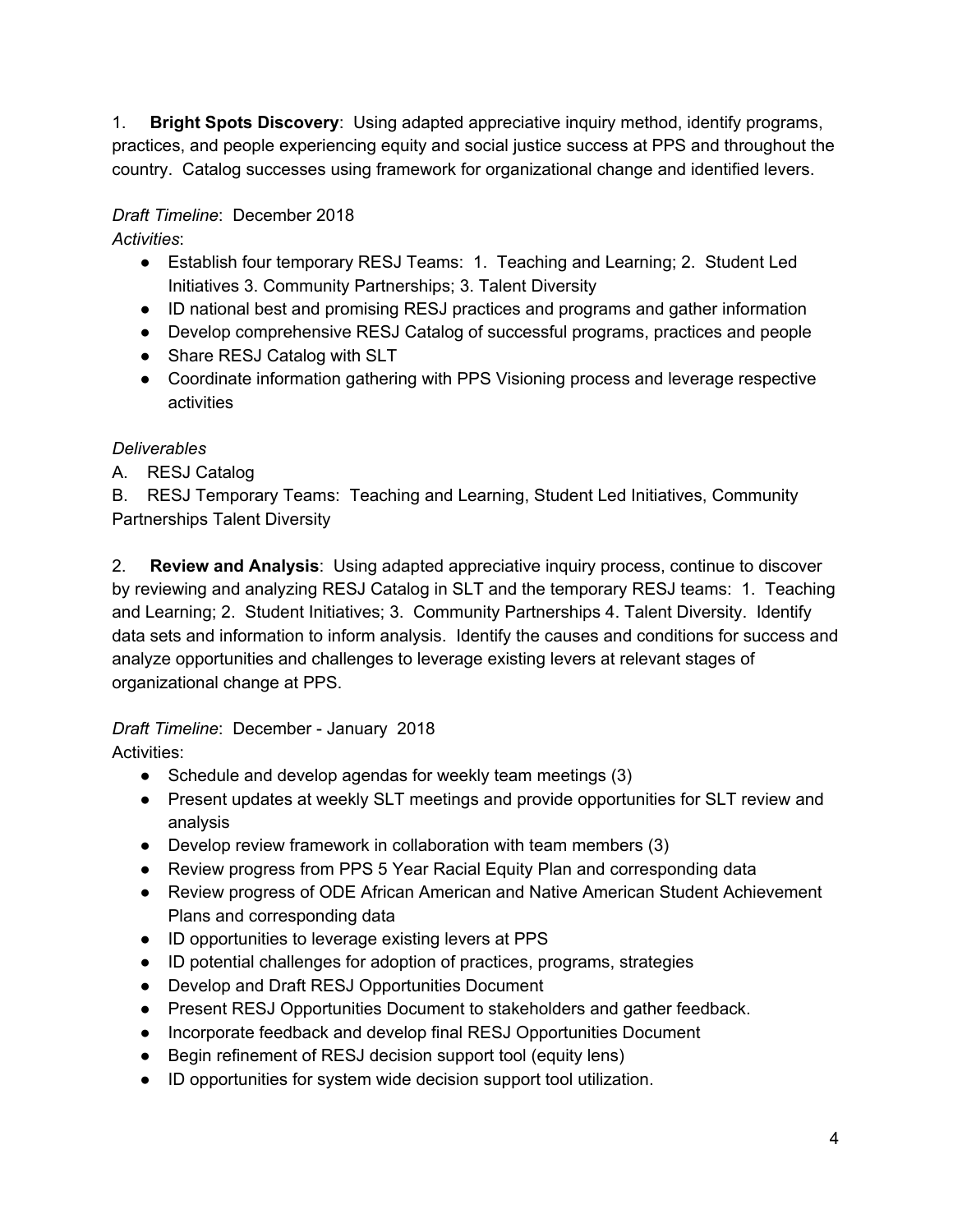1. **Bright Spots Discovery**: Using adapted appreciative inquiry method, identify programs, practices, and people experiencing equity and social justice success at PPS and throughout the country. Catalog successes using framework for organizational change and identified levers.

*Draft Timeline*: December 2018
*Activities*:

- Establish four temporary RESJ Teams: 1. Teaching and Learning; 2. Student Led Initiatives 3. Community Partnerships; 3. Talent Diversity
- ID national best and promising RESJ practices and programs and gather information
- Develop comprehensive RESJ Catalog of successful programs, practices and people
- Share RESJ Catalog with SLT
- Coordinate information gathering with PPS Visioning process and leverage respective activities

*Deliverables*

A. RESJ Catalog
B. RESJ Temporary Teams: Teaching and Learning, Student Led Initiatives, Community Partnerships Talent Diversity

2. **Review and Analysis**: Using adapted appreciative inquiry process, continue to discover by reviewing and analyzing RESJ Catalog in SLT and the temporary RESJ teams: 1. Teaching and Learning; 2. Student Initiatives; 3. Community Partnerships 4. Talent Diversity. Identify data sets and information to inform analysis. Identify the causes and conditions for success and analyze opportunities and challenges to leverage existing levers at relevant stages of organizational change at PPS.

*Draft Timeline*: December - January 2018
Activities:

- Schedule and develop agendas for weekly team meetings (3)
- Present updates at weekly SLT meetings and provide opportunities for SLT review and analysis
- Develop review framework in collaboration with team members (3)
- Review progress from PPS 5 Year Racial Equity Plan and corresponding data
- Review progress of ODE African American and Native American Student Achievement Plans and corresponding data
- ID opportunities to leverage existing levers at PPS
- ID potential challenges for adoption of practices, programs, strategies
- Develop and Draft RESJ Opportunities Document
- Present RESJ Opportunities Document to stakeholders and gather feedback.
- Incorporate feedback and develop final RESJ Opportunities Document
- Begin refinement of RESJ decision support tool (equity lens)
- ID opportunities for system wide decision support tool utilization.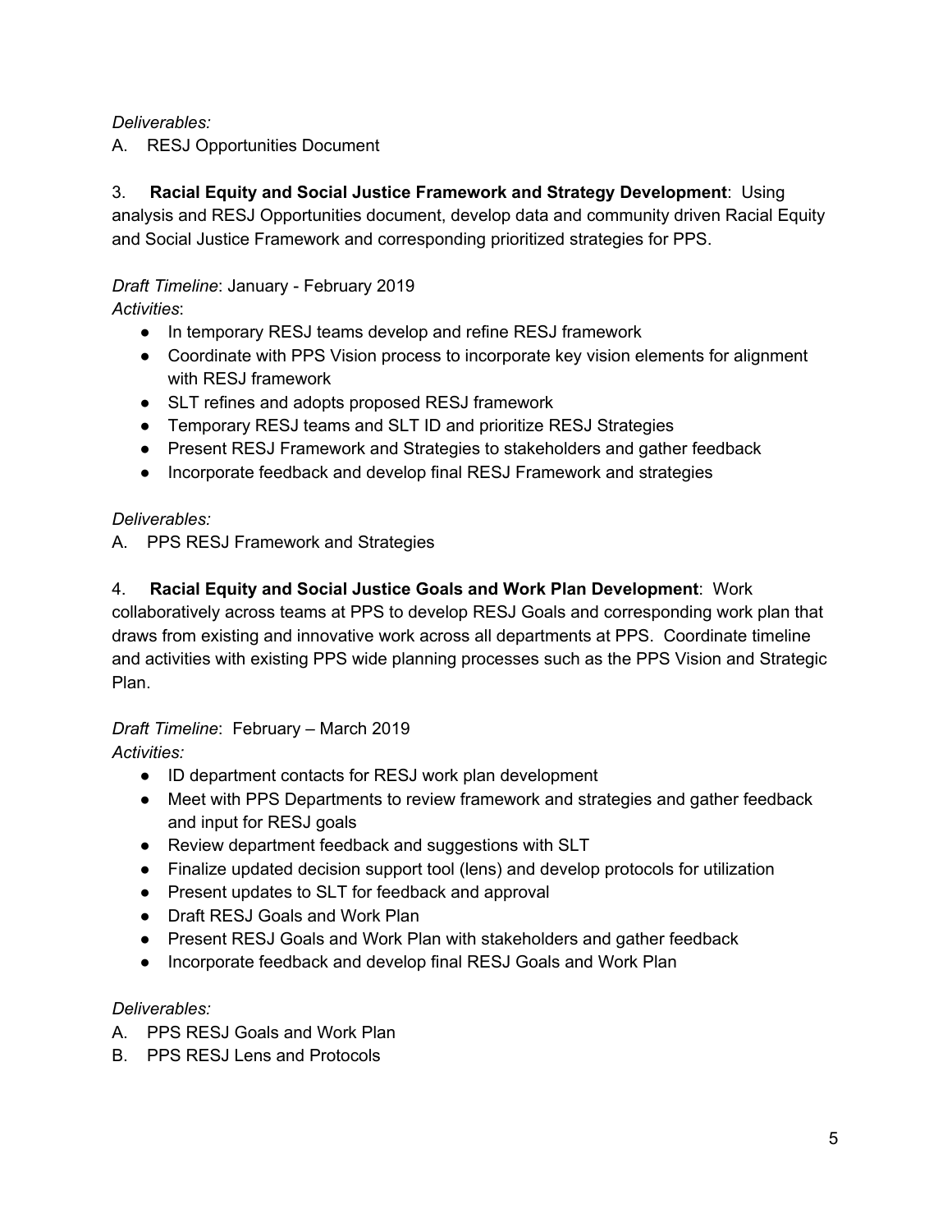*Deliverables:*

A. RESJ Opportunities Document

3. **Racial Equity and Social Justice Framework and Strategy Development**: Using analysis and RESJ Opportunities document, develop data and community driven Racial Equity and Social Justice Framework and corresponding prioritized strategies for PPS.

*Draft Timeline*: January - February 2019

*Activities*:

- In temporary RESJ teams develop and refine RESJ framework
- Coordinate with PPS Vision process to incorporate key vision elements for alignment with RESJ framework
- SLT refines and adopts proposed RESJ framework
- Temporary RESJ teams and SLT ID and prioritize RESJ Strategies
- Present RESJ Framework and Strategies to stakeholders and gather feedback
- Incorporate feedback and develop final RESJ Framework and strategies

*Deliverables:*

A. PPS RESJ Framework and Strategies

4. **Racial Equity and Social Justice Goals and Work Plan Development**: Work collaboratively across teams at PPS to develop RESJ Goals and corresponding work plan that draws from existing and innovative work across all departments at PPS. Coordinate timeline and activities with existing PPS wide planning processes such as the PPS Vision and Strategic Plan.

*Draft Timeline*: February – March 2019

*Activities:*

- ID department contacts for RESJ work plan development
- Meet with PPS Departments to review framework and strategies and gather feedback and input for RESJ goals
- Review department feedback and suggestions with SLT
- Finalize updated decision support tool (lens) and develop protocols for utilization
- Present updates to SLT for feedback and approval
- Draft RESJ Goals and Work Plan
- Present RESJ Goals and Work Plan with stakeholders and gather feedback
- Incorporate feedback and develop final RESJ Goals and Work Plan

*Deliverables:*

A. PPS RESJ Goals and Work Plan
B. PPS RESJ Lens and Protocols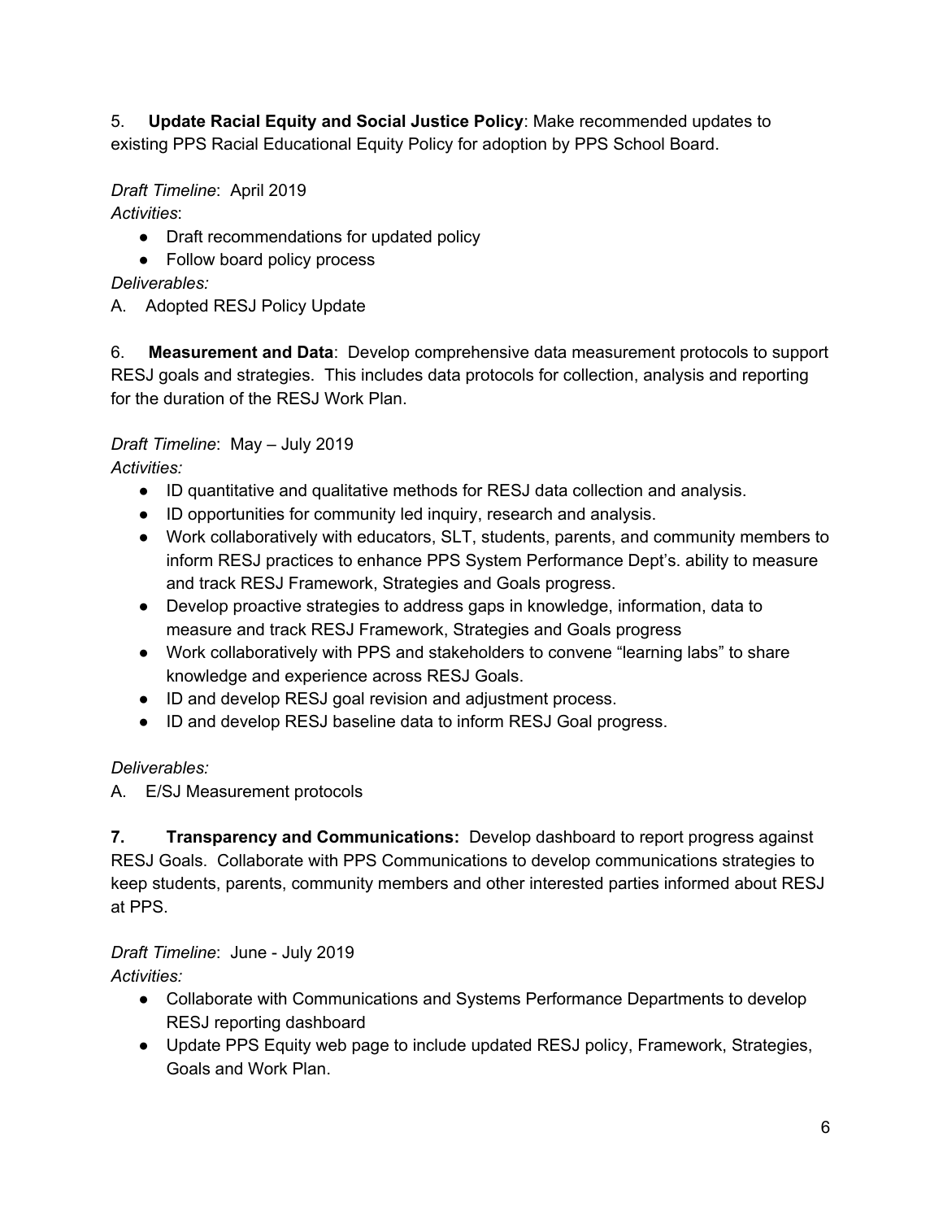5. **Update Racial Equity and Social Justice Policy**: Make recommended updates to existing PPS Racial Educational Equity Policy for adoption by PPS School Board.

*Draft Timeline*: April 2019

*Activities*:

- Draft recommendations for updated policy
- Follow board policy process

*Deliverables:*

A. Adopted RESJ Policy Update

6. **Measurement and Data**: Develop comprehensive data measurement protocols to support RESJ goals and strategies. This includes data protocols for collection, analysis and reporting for the duration of the RESJ Work Plan.

*Draft Timeline*: May – July 2019

*Activities:*

- ID quantitative and qualitative methods for RESJ data collection and analysis.
- ID opportunities for community led inquiry, research and analysis.
- Work collaboratively with educators, SLT, students, parents, and community members to inform RESJ practices to enhance PPS System Performance Dept's. ability to measure and track RESJ Framework, Strategies and Goals progress.
- Develop proactive strategies to address gaps in knowledge, information, data to measure and track RESJ Framework, Strategies and Goals progress
- Work collaboratively with PPS and stakeholders to convene "learning labs" to share knowledge and experience across RESJ Goals.
- ID and develop RESJ goal revision and adjustment process.
- ID and develop RESJ baseline data to inform RESJ Goal progress.

*Deliverables:*

A. E/SJ Measurement protocols

**7. Transparency and Communications:** Develop dashboard to report progress against RESJ Goals. Collaborate with PPS Communications to develop communications strategies to keep students, parents, community members and other interested parties informed about RESJ at PPS.

*Draft Timeline*: June - July 2019

*Activities:*

- Collaborate with Communications and Systems Performance Departments to develop RESJ reporting dashboard
- Update PPS Equity web page to include updated RESJ policy, Framework, Strategies, Goals and Work Plan.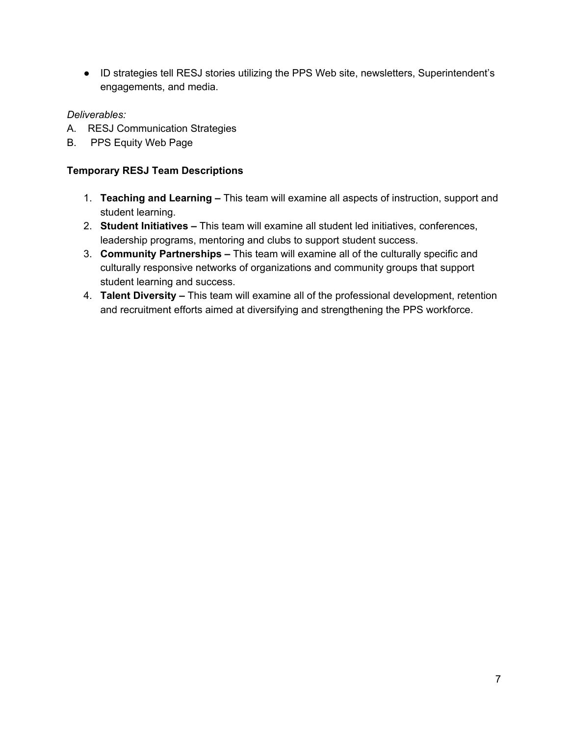- ID strategies tell RESJ stories utilizing the PPS Web site, newsletters, Superintendent's engagements, and media.

*Deliverables:*

A. RESJ Communication Strategies
B. PPS Equity Web Page

**Temporary RESJ Team Descriptions**

1. **Teaching and Learning –** This team will examine all aspects of instruction, support and student learning.
2. **Student Initiatives –** This team will examine all student led initiatives, conferences, leadership programs, mentoring and clubs to support student success.
3. **Community Partnerships –** This team will examine all of the culturally specific and culturally responsive networks of organizations and community groups that support student learning and success.
4. **Talent Diversity –** This team will examine all of the professional development, retention and recruitment efforts aimed at diversifying and strengthening the PPS workforce.